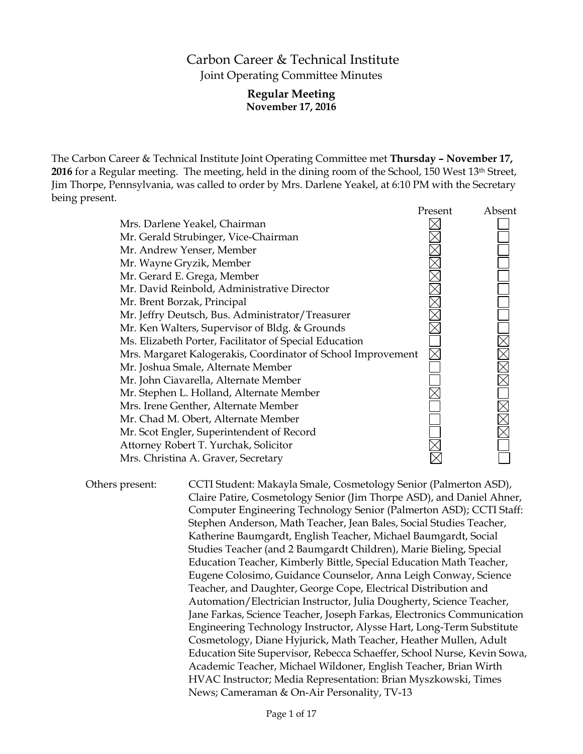# Carbon Career & Technical Institute

## Joint Operating Committee Minutes

### Regular Meeting
### November 17, 2016

The Carbon Career & Technical Institute Joint Operating Committee met **Thursday – November 17, 2016** for a Regular meeting. The meeting, held in the dining room of the School, 150 West 13th Street, Jim Thorpe, Pennsylvania, was called to order by Mrs. Darlene Yeakel, at 6:10 PM with the Secretary being present.

| | Present | Absent |
|---|---|---|
| Mrs. Darlene Yeakel, Chairman | ☒ | ☐ |
| Mr. Gerald Strubinger, Vice-Chairman | ☒ | ☐ |
| Mr. Andrew Yenser, Member | ☒ | ☐ |
| Mr. Wayne Gryzik, Member | ☒ | ☐ |
| Mr. Gerard E. Grega, Member | ☒ | ☐ |
| Mr. David Reinbold, Administrative Director | ☒ | ☐ |
| Mr. Brent Borzak, Principal | ☒ | ☐ |
| Mr. Jeffry Deutsch, Bus. Administrator/Treasurer | ☒ | ☐ |
| Mr. Ken Walters, Supervisor of Bldg. & Grounds | ☒ | ☐ |
| Ms. Elizabeth Porter, Facilitator of Special Education | ☐ | ☒ |
| Mrs. Margaret Kalogerakis, Coordinator of School Improvement | ☒ | ☒ |
| Mr. Joshua Smale, Alternate Member | ☐ | ☒ |
| Mr. John Ciavarella, Alternate Member | ☐ | ☒ |
| Mr. Stephen L. Holland, Alternate Member | ☒ | ☐ |
| Mrs. Irene Genther, Alternate Member | ☐ | ☒ |
| Mr. Chad M. Obert, Alternate Member | ☐ | ☒ |
| Mr. Scot Engler, Superintendent of Record | ☐ | ☒ |
| Attorney Robert T. Yurchak, Solicitor | ☒ | ☐ |
| Mrs. Christina A. Graver, Secretary | ☒ | ☐ |

Others present: CCTI Student: Makayla Smale, Cosmetology Senior (Palmerton ASD), Claire Patire, Cosmetology Senior (Jim Thorpe ASD), and Daniel Ahner, Computer Engineering Technology Senior (Palmerton ASD); CCTI Staff: Stephen Anderson, Math Teacher, Jean Bales, Social Studies Teacher, Katherine Baumgardt, English Teacher, Michael Baumgardt, Social Studies Teacher (and 2 Baumgardt Children), Marie Bieling, Special Education Teacher, Kimberly Bittle, Special Education Math Teacher, Eugene Colosimo, Guidance Counselor, Anna Leigh Conway, Science Teacher, and Daughter, George Cope, Electrical Distribution and Automation/Electrician Instructor, Julia Dougherty, Science Teacher, Jane Farkas, Science Teacher, Joseph Farkas, Electronics Communication Engineering Technology Instructor, Alysse Hart, Long-Term Substitute Cosmetology, Diane Hyjurick, Math Teacher, Heather Mullen, Adult Education Site Supervisor, Rebecca Schaeffer, School Nurse, Kevin Sowa, Academic Teacher, Michael Wildoner, English Teacher, Brian Wirth HVAC Instructor; Media Representation: Brian Myszkowski, Times News; Cameraman & On-Air Personality, TV-13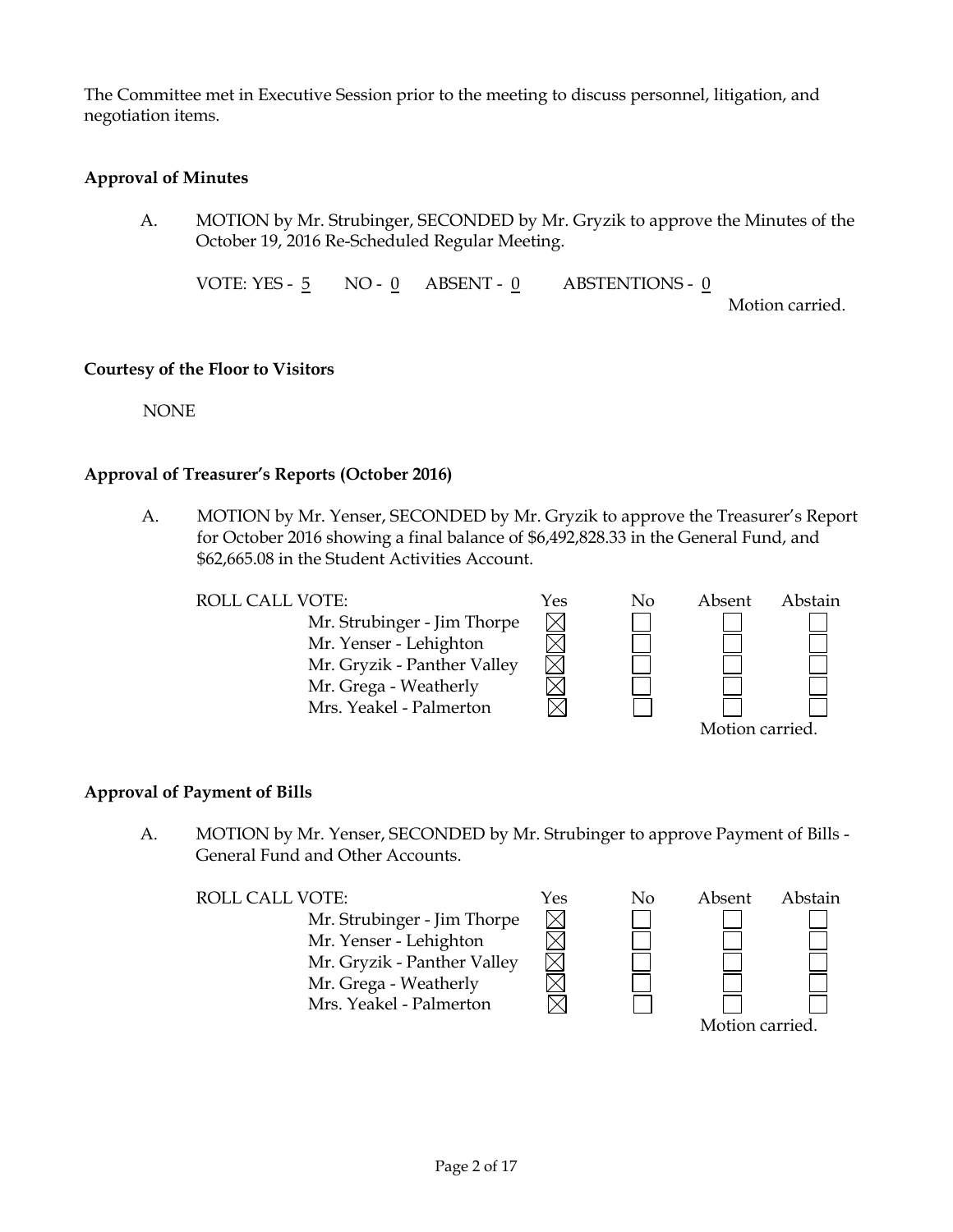The Committee met in Executive Session prior to the meeting to discuss personnel, litigation, and negotiation items.

**Approval of Minutes**

A. MOTION by Mr. Strubinger, SECONDED by Mr. Gryzik to approve the Minutes of the October 19, 2016 Re-Scheduled Regular Meeting.

VOTE: YES - 5 NO - 0 ABSENT - 0 ABSTENTIONS - 0

Motion carried.

**Courtesy of the Floor to Visitors**

NONE

**Approval of Treasurer's Reports (October 2016)**

A. MOTION by Mr. Yenser, SECONDED by Mr. Gryzik to approve the Treasurer's Report for October 2016 showing a final balance of $6,492,828.33 in the General Fund, and $62,665.08 in the Student Activities Account.

| ROLL CALL VOTE: | Yes | No | Absent | Abstain |
|---|---|---|---|---|
| Mr. Strubinger - Jim Thorpe | ☒ | ☐ | ☐ | ☐ |
| Mr. Yenser - Lehighton | ☒ | ☐ | ☐ | ☐ |
| Mr. Gryzik - Panther Valley | ☒ | ☐ | ☐ | ☐ |
| Mr. Grega - Weatherly | ☒ | ☐ | ☐ | ☐ |
| Mrs. Yeakel - Palmerton | ☒ | ☐ | ☐ | ☐ |

Motion carried.

**Approval of Payment of Bills**

A. MOTION by Mr. Yenser, SECONDED by Mr. Strubinger to approve Payment of Bills - General Fund and Other Accounts.

| ROLL CALL VOTE: | Yes | No | Absent | Abstain |
|---|---|---|---|---|
| Mr. Strubinger - Jim Thorpe | ☒ | ☐ | ☐ | ☐ |
| Mr. Yenser - Lehighton | ☒ | ☐ | ☐ | ☐ |
| Mr. Gryzik - Panther Valley | ☒ | ☐ | ☐ | ☐ |
| Mr. Grega - Weatherly | ☒ | ☐ | ☐ | ☐ |
| Mrs. Yeakel - Palmerton | ☒ | ☐ | ☐ | ☐ |

Motion carried.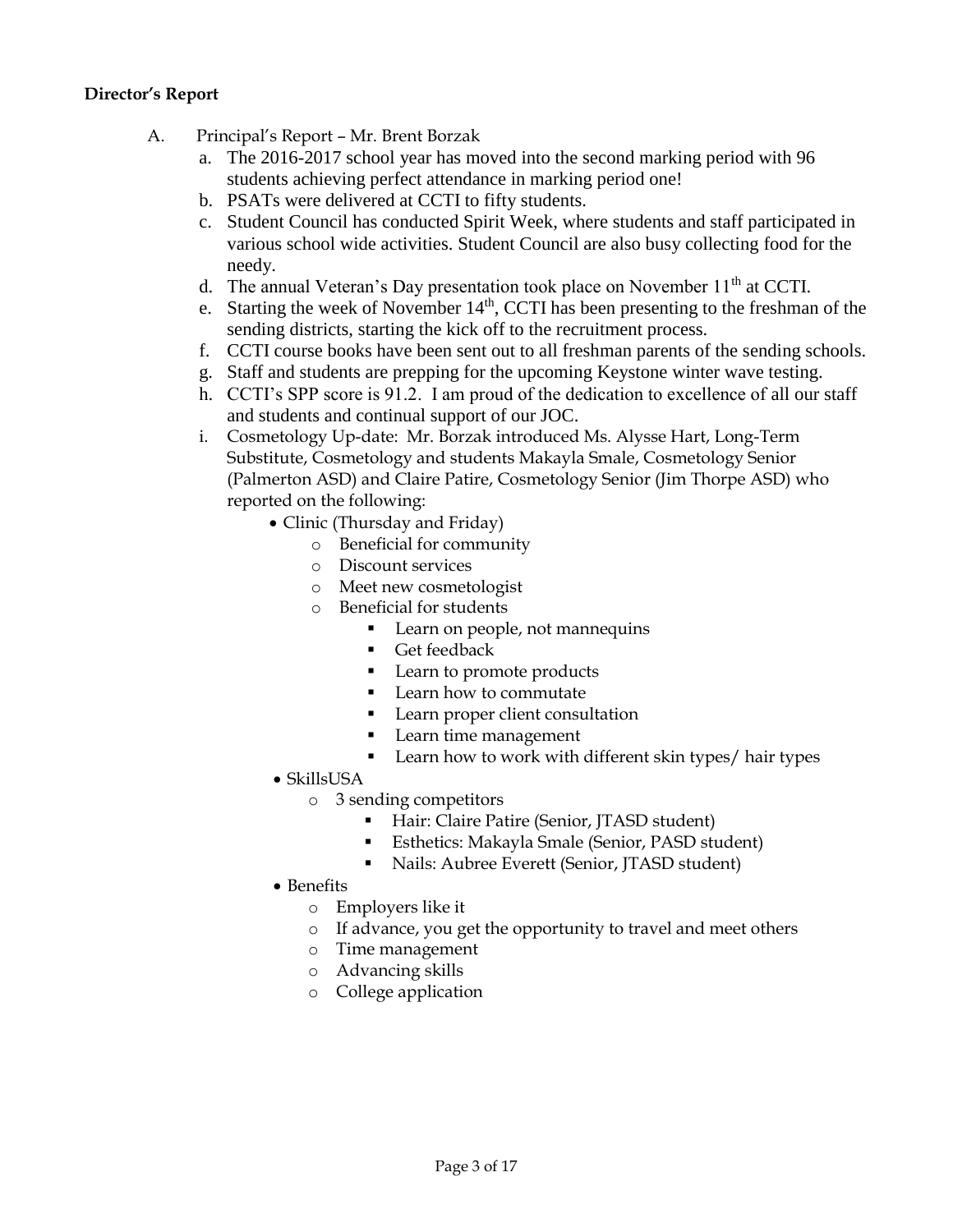**Director's Report**

A. Principal's Report – Mr. Brent Borzak

a. The 2016-2017 school year has moved into the second marking period with 96 students achieving perfect attendance in marking period one!

b. PSATs were delivered at CCTI to fifty students.

c. Student Council has conducted Spirit Week, where students and staff participated in various school wide activities. Student Council are also busy collecting food for the needy.

d. The annual Veteran's Day presentation took place on November 11th at CCTI.

e. Starting the week of November 14th, CCTI has been presenting to the freshman of the sending districts, starting the kick off to the recruitment process.

f. CCTI course books have been sent out to all freshman parents of the sending schools.

g. Staff and students are prepping for the upcoming Keystone winter wave testing.

h. CCTI's SPP score is 91.2. I am proud of the dedication to excellence of all our staff and students and continual support of our JOC.

i. Cosmetology Up-date: Mr. Borzak introduced Ms. Alysse Hart, Long-Term Substitute, Cosmetology and students Makayla Smale, Cosmetology Senior (Palmerton ASD) and Claire Patire, Cosmetology Senior (Jim Thorpe ASD) who reported on the following:

- Clinic (Thursday and Friday)
  - Beneficial for community
  - Discount services
  - Meet new cosmetologist
  - Beneficial for students
    - Learn on people, not mannequins
    - Get feedback
    - Learn to promote products
    - Learn how to commutate
    - Learn proper client consultation
    - Learn time management
    - Learn how to work with different skin types/ hair types
- SkillsUSA
  - 3 sending competitors
    - Hair: Claire Patire (Senior, JTASD student)
    - Esthetics: Makayla Smale (Senior, PASD student)
    - Nails: Aubree Everett (Senior, JTASD student)
- Benefits
  - Employers like it
  - If advance, you get the opportunity to travel and meet others
  - Time management
  - Advancing skills
  - College application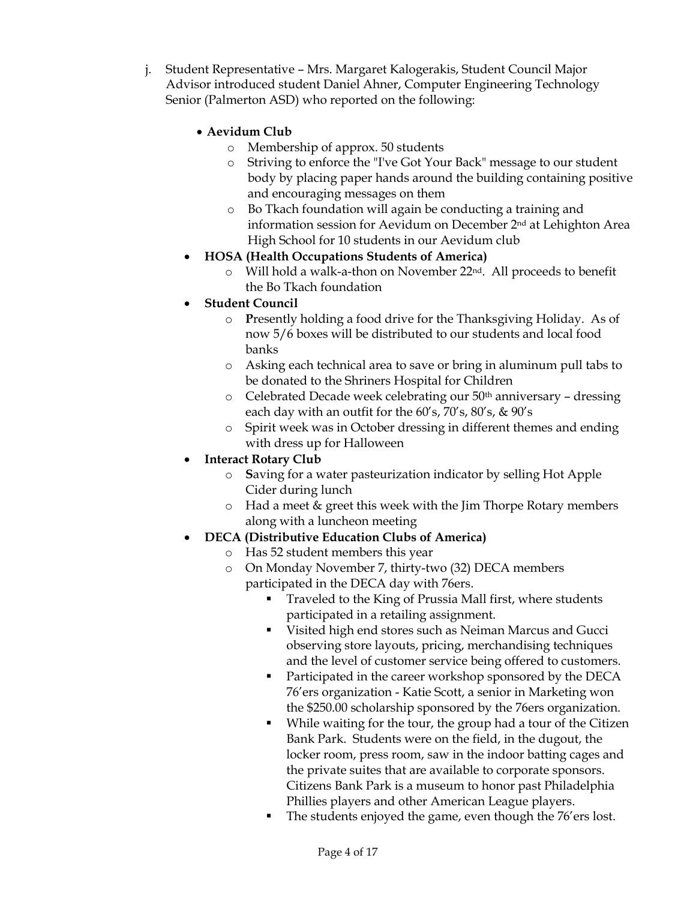j. Student Representative – Mrs. Margaret Kalogerakis, Student Council Major Advisor introduced student Daniel Ahner, Computer Engineering Technology Senior (Palmerton ASD) who reported on the following:

- **Aevidum Club**
  - Membership of approx. 50 students
  - Striving to enforce the "I've Got Your Back" message to our student body by placing paper hands around the building containing positive and encouraging messages on them
  - Bo Tkach foundation will again be conducting a training and information session for Aevidum on December 2nd at Lehighton Area High School for 10 students in our Aevidum club
- **HOSA (Health Occupations Students of America)**
  - Will hold a walk-a-thon on November 22nd. All proceeds to benefit the Bo Tkach foundation
- **Student Council**
  - **P**resently holding a food drive for the Thanksgiving Holiday. As of now 5/6 boxes will be distributed to our students and local food banks
  - Asking each technical area to save or bring in aluminum pull tabs to be donated to the Shriners Hospital for Children
  - Celebrated Decade week celebrating our 50th anniversary – dressing each day with an outfit for the 60's, 70's, 80's, & 90's
  - Spirit week was in October dressing in different themes and ending with dress up for Halloween
- **Interact Rotary Club**
  - **S**aving for a water pasteurization indicator by selling Hot Apple Cider during lunch
  - Had a meet & greet this week with the Jim Thorpe Rotary members along with a luncheon meeting
- **DECA (Distributive Education Clubs of America)**
  - Has 52 student members this year
  - On Monday November 7, thirty-two (32) DECA members participated in the DECA day with 76ers.
    - Traveled to the King of Prussia Mall first, where students participated in a retailing assignment.
    - Visited high end stores such as Neiman Marcus and Gucci observing store layouts, pricing, merchandising techniques and the level of customer service being offered to customers.
    - Participated in the career workshop sponsored by the DECA 76'ers organization - Katie Scott, a senior in Marketing won the $250.00 scholarship sponsored by the 76ers organization.
    - While waiting for the tour, the group had a tour of the Citizen Bank Park. Students were on the field, in the dugout, the locker room, press room, saw in the indoor batting cages and the private suites that are available to corporate sponsors. Citizens Bank Park is a museum to honor past Philadelphia Phillies players and other American League players.
    - The students enjoyed the game, even though the 76'ers lost.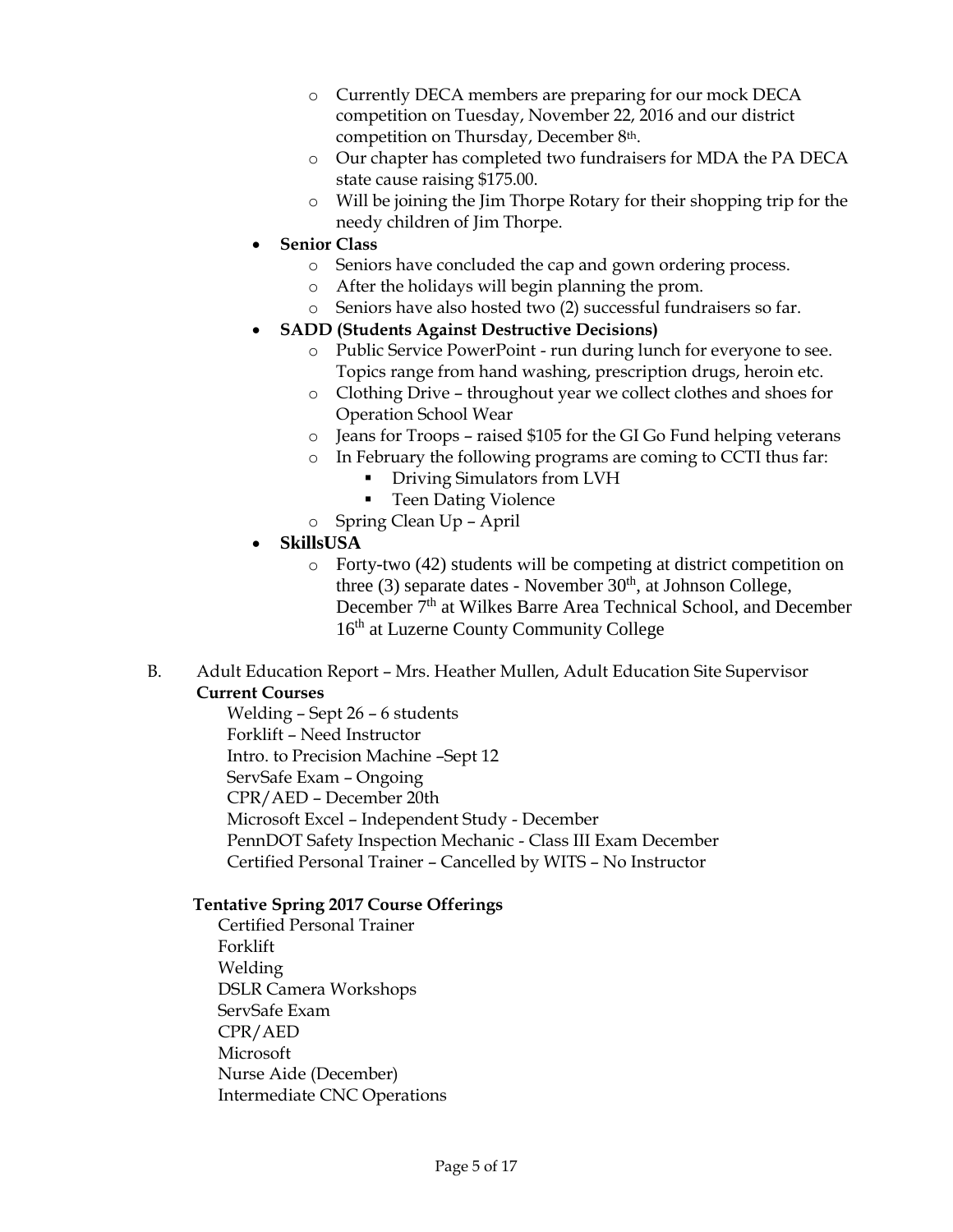- Currently DECA members are preparing for our mock DECA competition on Tuesday, November 22, 2016 and our district competition on Thursday, December 8th.
  - Our chapter has completed two fundraisers for MDA the PA DECA state cause raising $175.00.
  - Will be joining the Jim Thorpe Rotary for their shopping trip for the needy children of Jim Thorpe.
- **Senior Class**
  - Seniors have concluded the cap and gown ordering process.
  - After the holidays will begin planning the prom.
  - Seniors have also hosted two (2) successful fundraisers so far.
- **SADD (Students Against Destructive Decisions)**
  - Public Service PowerPoint - run during lunch for everyone to see. Topics range from hand washing, prescription drugs, heroin etc.
  - Clothing Drive – throughout year we collect clothes and shoes for Operation School Wear
  - Jeans for Troops – raised $105 for the GI Go Fund helping veterans
  - In February the following programs are coming to CCTI thus far:
    - Driving Simulators from LVH
    - Teen Dating Violence
  - Spring Clean Up – April
- **SkillsUSA**
  - Forty-two (42) students will be competing at district competition on three (3) separate dates - November 30th, at Johnson College, December 7th at Wilkes Barre Area Technical School, and December 16th at Luzerne County Community College

B. Adult Education Report – Mrs. Heather Mullen, Adult Education Site Supervisor

**Current Courses**

Welding – Sept 26 – 6 students
Forklift – Need Instructor
Intro. to Precision Machine –Sept 12
ServSafe Exam – Ongoing
CPR/AED – December 20th
Microsoft Excel – Independent Study - December
PennDOT Safety Inspection Mechanic - Class III Exam December
Certified Personal Trainer – Cancelled by WITS – No Instructor

**Tentative Spring 2017 Course Offerings**

Certified Personal Trainer
Forklift
Welding
DSLR Camera Workshops
ServSafe Exam
CPR/AED
Microsoft
Nurse Aide (December)
Intermediate CNC Operations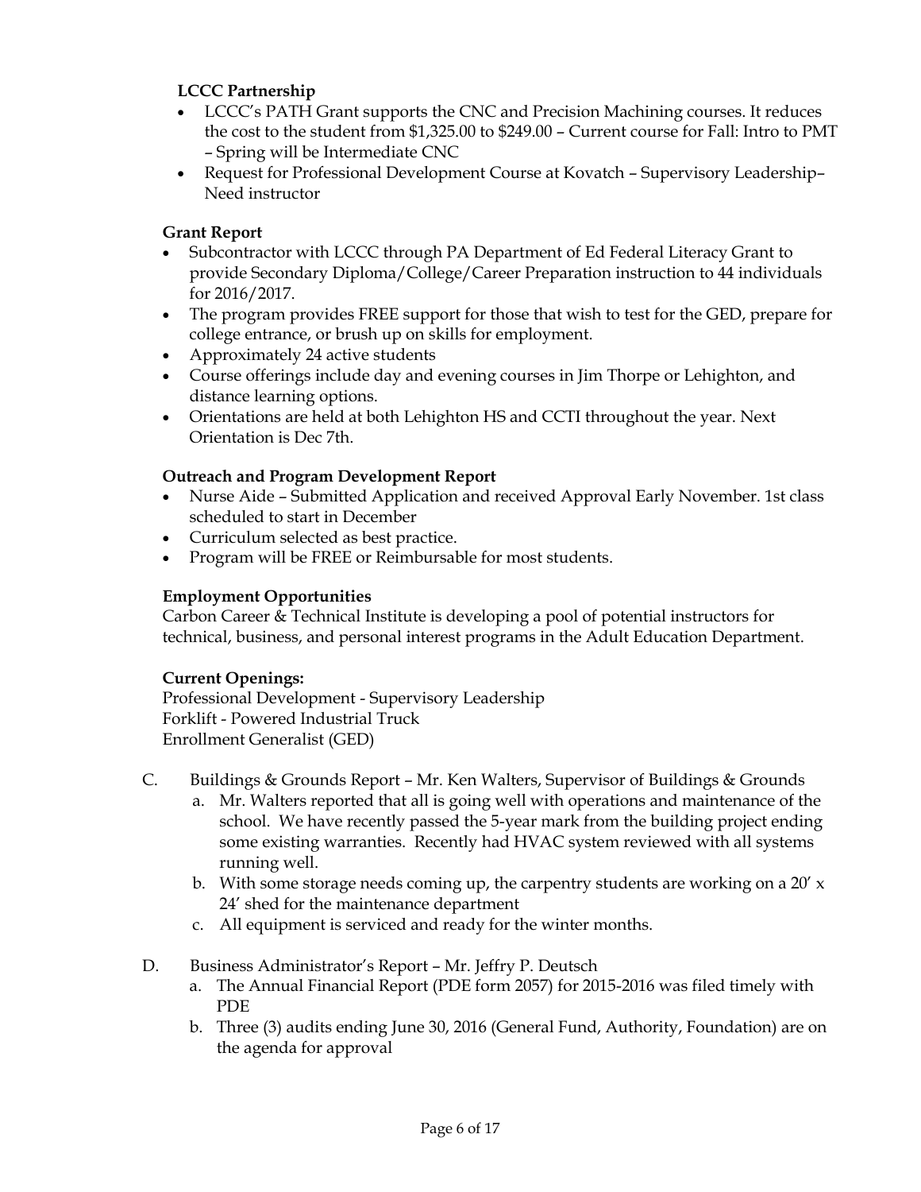**LCCC Partnership**

- LCCC's PATH Grant supports the CNC and Precision Machining courses. It reduces the cost to the student from $1,325.00 to $249.00 – Current course for Fall: Intro to PMT – Spring will be Intermediate CNC
- Request for Professional Development Course at Kovatch – Supervisory Leadership– Need instructor

**Grant Report**

- Subcontractor with LCCC through PA Department of Ed Federal Literacy Grant to provide Secondary Diploma/College/Career Preparation instruction to 44 individuals for 2016/2017.
- The program provides FREE support for those that wish to test for the GED, prepare for college entrance, or brush up on skills for employment.
- Approximately 24 active students
- Course offerings include day and evening courses in Jim Thorpe or Lehighton, and distance learning options.
- Orientations are held at both Lehighton HS and CCTI throughout the year. Next Orientation is Dec 7th.

**Outreach and Program Development Report**

- Nurse Aide – Submitted Application and received Approval Early November. 1st class scheduled to start in December
- Curriculum selected as best practice.
- Program will be FREE or Reimbursable for most students.

**Employment Opportunities**

Carbon Career & Technical Institute is developing a pool of potential instructors for technical, business, and personal interest programs in the Adult Education Department.

**Current Openings:**

Professional Development - Supervisory Leadership
Forklift - Powered Industrial Truck
Enrollment Generalist (GED)

C. Buildings & Grounds Report – Mr. Ken Walters, Supervisor of Buildings & Grounds
   a. Mr. Walters reported that all is going well with operations and maintenance of the school. We have recently passed the 5-year mark from the building project ending some existing warranties. Recently had HVAC system reviewed with all systems running well.
   b. With some storage needs coming up, the carpentry students are working on a 20′ x 24′ shed for the maintenance department
   c. All equipment is serviced and ready for the winter months.

D. Business Administrator's Report – Mr. Jeffry P. Deutsch
   a. The Annual Financial Report (PDE form 2057) for 2015-2016 was filed timely with PDE
   b. Three (3) audits ending June 30, 2016 (General Fund, Authority, Foundation) are on the agenda for approval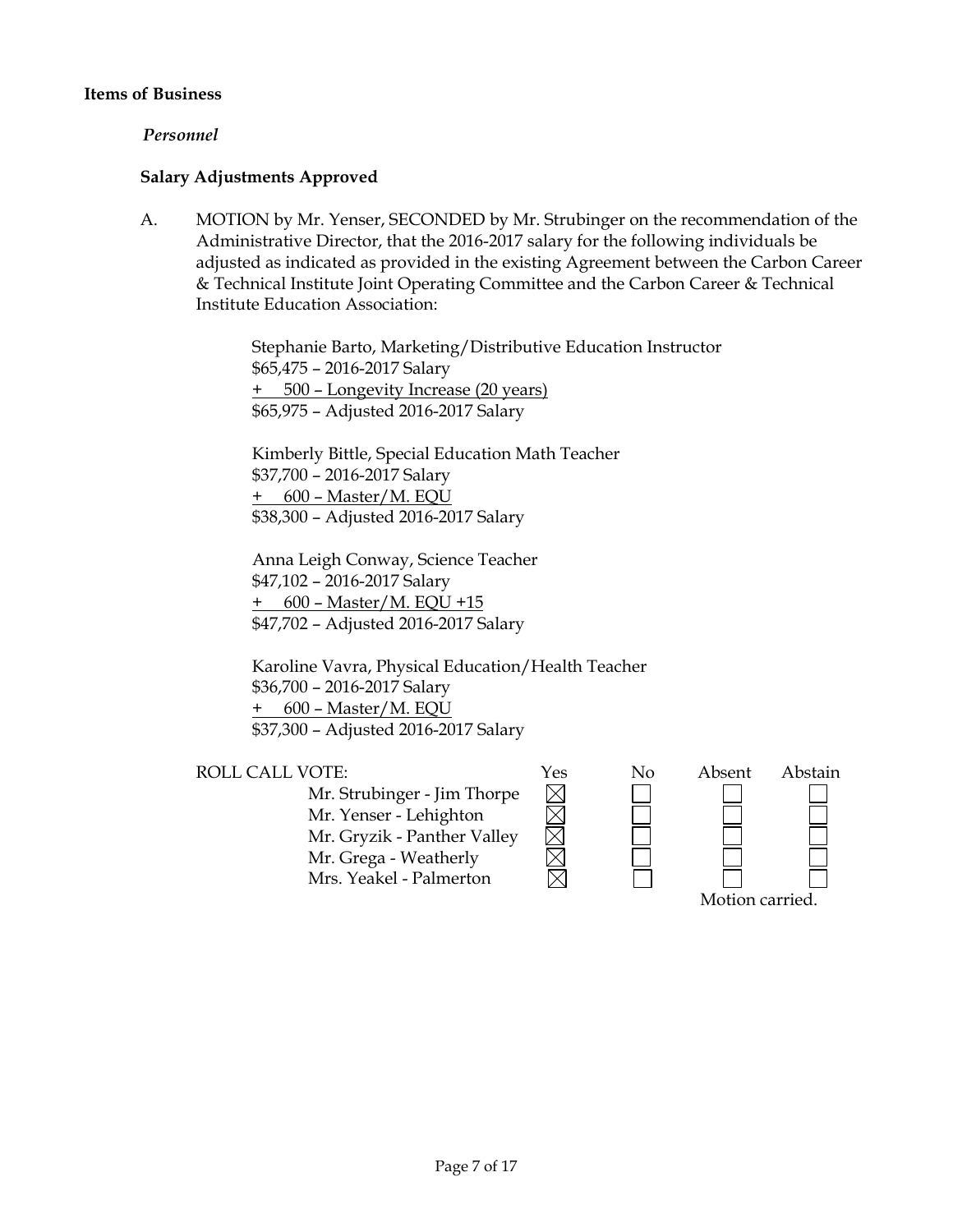**Items of Business**

*Personnel*

**Salary Adjustments Approved**

A. MOTION by Mr. Yenser, SECONDED by Mr. Strubinger on the recommendation of the Administrative Director, that the 2016-2017 salary for the following individuals be adjusted as indicated as provided in the existing Agreement between the Carbon Career & Technical Institute Joint Operating Committee and the Carbon Career & Technical Institute Education Association:

Stephanie Barto, Marketing/Distributive Education Instructor
$65,475 – 2016-2017 Salary
+ 500 – Longevity Increase (20 years)
$65,975 – Adjusted 2016-2017 Salary

Kimberly Bittle, Special Education Math Teacher
$37,700 – 2016-2017 Salary
+ 600 – Master/M. EQU
$38,300 – Adjusted 2016-2017 Salary

Anna Leigh Conway, Science Teacher
$47,102 – 2016-2017 Salary
+ 600 – Master/M. EQU +15
$47,702 – Adjusted 2016-2017 Salary

Karoline Vavra, Physical Education/Health Teacher
$36,700 – 2016-2017 Salary
+ 600 – Master/M. EQU
$37,300 – Adjusted 2016-2017 Salary

| ROLL CALL VOTE: | Yes | No | Absent | Abstain |
|---|---|---|---|---|
| Mr. Strubinger - Jim Thorpe | ☒ | ☐ | ☐ | ☐ |
| Mr. Yenser - Lehighton | ☒ | ☐ | ☐ | ☐ |
| Mr. Gryzik - Panther Valley | ☒ | ☐ | ☐ | ☐ |
| Mr. Grega - Weatherly | ☒ | ☐ | ☐ | ☐ |
| Mrs. Yeakel - Palmerton | ☒ | ☐ | ☐ | ☐ |

Motion carried.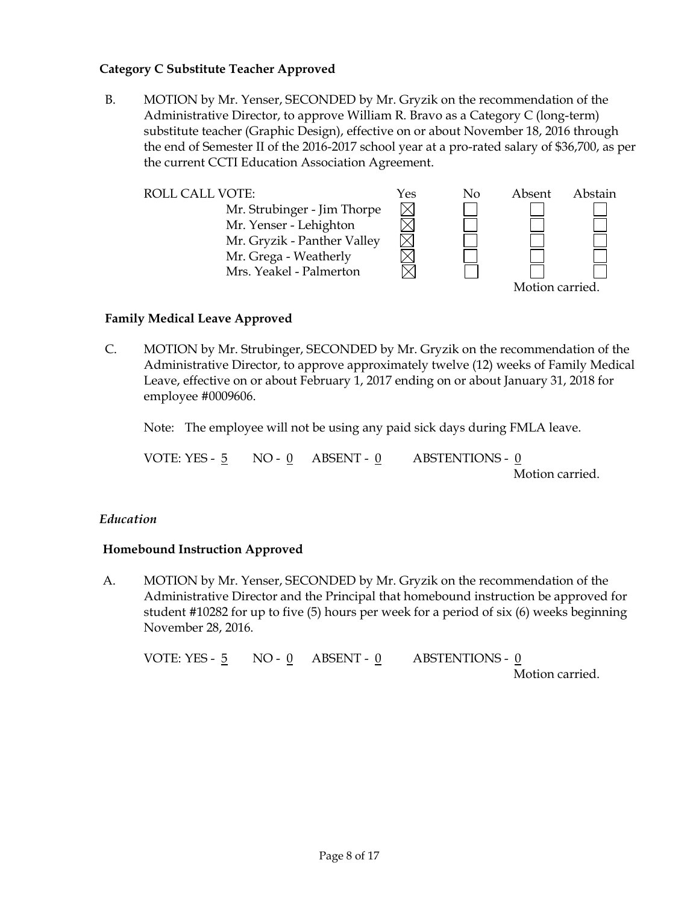**Category C Substitute Teacher Approved**

B. MOTION by Mr. Yenser, SECONDED by Mr. Gryzik on the recommendation of the Administrative Director, to approve William R. Bravo as a Category C (long-term) substitute teacher (Graphic Design), effective on or about November 18, 2016 through the end of Semester II of the 2016-2017 school year at a pro-rated salary of $36,700, as per the current CCTI Education Association Agreement.

| ROLL CALL VOTE: | Yes | No | Absent | Abstain |
|---|---|---|---|---|
| Mr. Strubinger - Jim Thorpe | ☒ | ☐ | ☐ | ☐ |
| Mr. Yenser - Lehighton | ☒ | ☐ | ☐ | ☐ |
| Mr. Gryzik - Panther Valley | ☒ | ☐ | ☐ | ☐ |
| Mr. Grega - Weatherly | ☒ | ☐ | ☐ | ☐ |
| Mrs. Yeakel - Palmerton | ☒ | ☐ | ☐ | ☐ |

Motion carried.

**Family Medical Leave Approved**

C. MOTION by Mr. Strubinger, SECONDED by Mr. Gryzik on the recommendation of the Administrative Director, to approve approximately twelve (12) weeks of Family Medical Leave, effective on or about February 1, 2017 ending on or about January 31, 2018 for employee #0009606.

Note: The employee will not be using any paid sick days during FMLA leave.

VOTE: YES - 5 NO - 0 ABSENT - 0 ABSTENTIONS - 0

Motion carried.

*Education*

**Homebound Instruction Approved**

A. MOTION by Mr. Yenser, SECONDED by Mr. Gryzik on the recommendation of the Administrative Director and the Principal that homebound instruction be approved for student #10282 for up to five (5) hours per week for a period of six (6) weeks beginning November 28, 2016.

VOTE: YES - 5 NO - 0 ABSENT - 0 ABSTENTIONS - 0

Motion carried.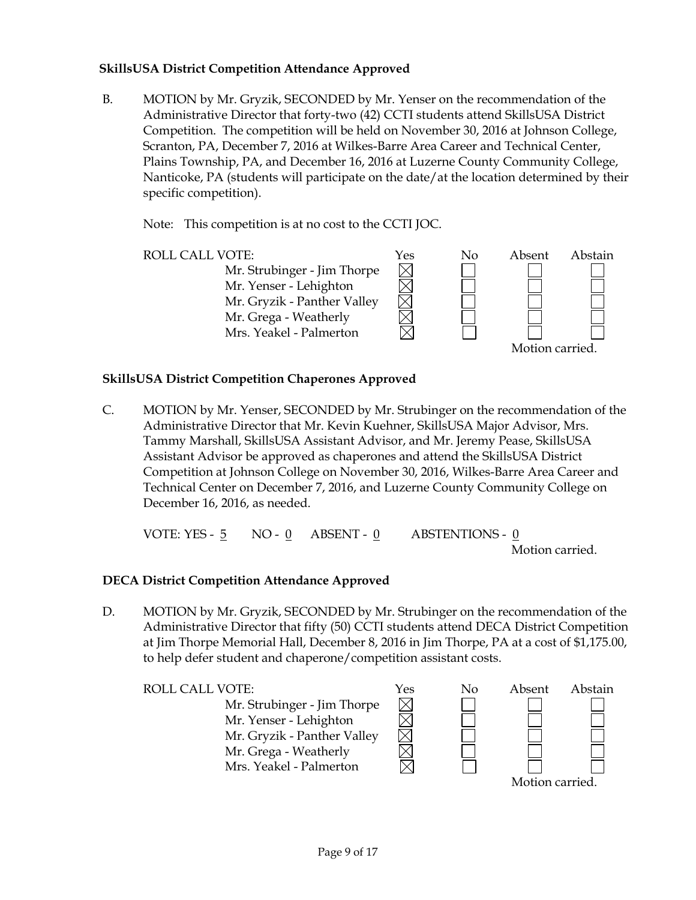**SkillsUSA District Competition Attendance Approved**

B. MOTION by Mr. Gryzik, SECONDED by Mr. Yenser on the recommendation of the Administrative Director that forty-two (42) CCTI students attend SkillsUSA District Competition. The competition will be held on November 30, 2016 at Johnson College, Scranton, PA, December 7, 2016 at Wilkes-Barre Area Career and Technical Center, Plains Township, PA, and December 16, 2016 at Luzerne County Community College, Nanticoke, PA (students will participate on the date/at the location determined by their specific competition).

Note: This competition is at no cost to the CCTI JOC.

| ROLL CALL VOTE: | Yes | No | Absent | Abstain |
|---|---|---|---|---|
| Mr. Strubinger - Jim Thorpe | ☒ | ☐ | ☐ | ☐ |
| Mr. Yenser - Lehighton | ☒ | ☐ | ☐ | ☐ |
| Mr. Gryzik - Panther Valley | ☒ | ☐ | ☐ | ☐ |
| Mr. Grega - Weatherly | ☒ | ☐ | ☐ | ☐ |
| Mrs. Yeakel - Palmerton | ☒ | ☐ | ☐ | ☐ |

Motion carried.

**SkillsUSA District Competition Chaperones Approved**

C. MOTION by Mr. Yenser, SECONDED by Mr. Strubinger on the recommendation of the Administrative Director that Mr. Kevin Kuehner, SkillsUSA Major Advisor, Mrs. Tammy Marshall, SkillsUSA Assistant Advisor, and Mr. Jeremy Pease, SkillsUSA Assistant Advisor be approved as chaperones and attend the SkillsUSA District Competition at Johnson College on November 30, 2016, Wilkes-Barre Area Career and Technical Center on December 7, 2016, and Luzerne County Community College on December 16, 2016, as needed.

VOTE: YES - 5 NO - 0 ABSENT - 0 ABSTENTIONS - 0

Motion carried.

**DECA District Competition Attendance Approved**

D. MOTION by Mr. Gryzik, SECONDED by Mr. Strubinger on the recommendation of the Administrative Director that fifty (50) CCTI students attend DECA District Competition at Jim Thorpe Memorial Hall, December 8, 2016 in Jim Thorpe, PA at a cost of $1,175.00, to help defer student and chaperone/competition assistant costs.

| ROLL CALL VOTE: | Yes | No | Absent | Abstain |
|---|---|---|---|---|
| Mr. Strubinger - Jim Thorpe | ☒ | ☐ | ☐ | ☐ |
| Mr. Yenser - Lehighton | ☒ | ☐ | ☐ | ☐ |
| Mr. Gryzik - Panther Valley | ☒ | ☐ | ☐ | ☐ |
| Mr. Grega - Weatherly | ☒ | ☐ | ☐ | ☐ |
| Mrs. Yeakel - Palmerton | ☒ | ☐ | ☐ | ☐ |

Motion carried.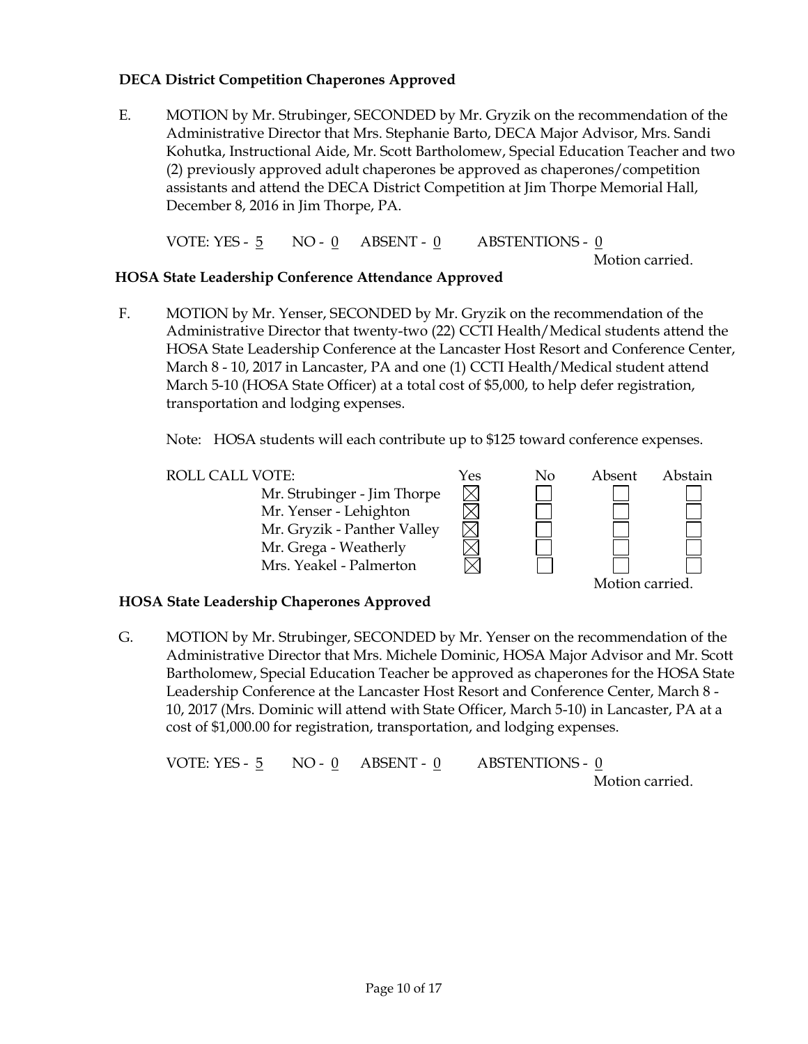**DECA District Competition Chaperones Approved**

E. MOTION by Mr. Strubinger, SECONDED by Mr. Gryzik on the recommendation of the Administrative Director that Mrs. Stephanie Barto, DECA Major Advisor, Mrs. Sandi Kohutka, Instructional Aide, Mr. Scott Bartholomew, Special Education Teacher and two (2) previously approved adult chaperones be approved as chaperones/competition assistants and attend the DECA District Competition at Jim Thorpe Memorial Hall, December 8, 2016 in Jim Thorpe, PA.

VOTE: YES - 5 NO - 0 ABSENT - 0 ABSTENTIONS - 0

Motion carried.

**HOSA State Leadership Conference Attendance Approved**

F. MOTION by Mr. Yenser, SECONDED by Mr. Gryzik on the recommendation of the Administrative Director that twenty-two (22) CCTI Health/Medical students attend the HOSA State Leadership Conference at the Lancaster Host Resort and Conference Center, March 8 - 10, 2017 in Lancaster, PA and one (1) CCTI Health/Medical student attend March 5-10 (HOSA State Officer) at a total cost of $5,000, to help defer registration, transportation and lodging expenses.

Note: HOSA students will each contribute up to $125 toward conference expenses.

| ROLL CALL VOTE: | Yes | No | Absent | Abstain |
|---|---|---|---|---|
| Mr. Strubinger - Jim Thorpe | ☒ | ☐ | ☐ | ☐ |
| Mr. Yenser - Lehighton | ☒ | ☐ | ☐ | ☐ |
| Mr. Gryzik - Panther Valley | ☒ | ☐ | ☐ | ☐ |
| Mr. Grega - Weatherly | ☒ | ☐ | ☐ | ☐ |
| Mrs. Yeakel - Palmerton | ☒ | ☐ | ☐ | ☐ |

Motion carried.

**HOSA State Leadership Chaperones Approved**

G. MOTION by Mr. Strubinger, SECONDED by Mr. Yenser on the recommendation of the Administrative Director that Mrs. Michele Dominic, HOSA Major Advisor and Mr. Scott Bartholomew, Special Education Teacher be approved as chaperones for the HOSA State Leadership Conference at the Lancaster Host Resort and Conference Center, March 8 - 10, 2017 (Mrs. Dominic will attend with State Officer, March 5-10) in Lancaster, PA at a cost of $1,000.00 for registration, transportation, and lodging expenses.

VOTE: YES - 5 NO - 0 ABSENT - 0 ABSTENTIONS - 0

Motion carried.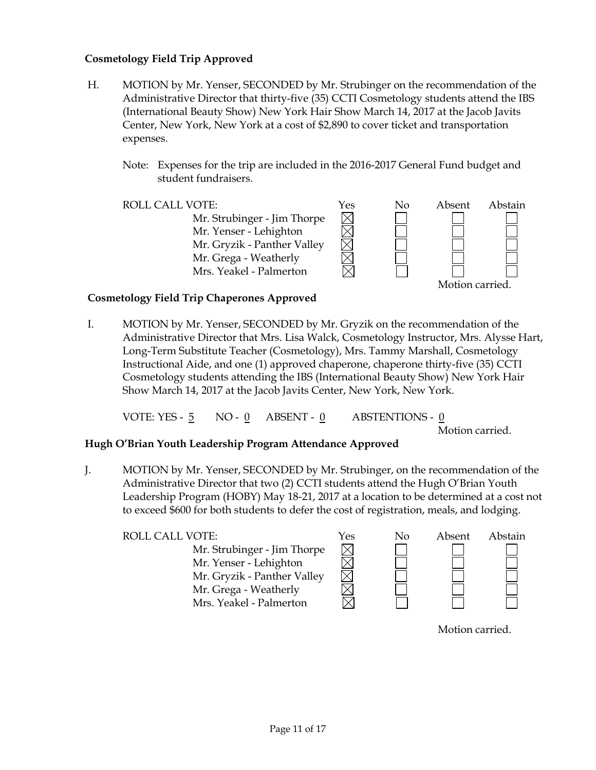**Cosmetology Field Trip Approved**

H. MOTION by Mr. Yenser, SECONDED by Mr. Strubinger on the recommendation of the Administrative Director that thirty-five (35) CCTI Cosmetology students attend the IBS (International Beauty Show) New York Hair Show March 14, 2017 at the Jacob Javits Center, New York, New York at a cost of $2,890 to cover ticket and transportation expenses.

Note: Expenses for the trip are included in the 2016-2017 General Fund budget and student fundraisers.

| ROLL CALL VOTE: | Yes | No | Absent | Abstain |
|---|---|---|---|---|
| Mr. Strubinger - Jim Thorpe | ☒ | ☐ | ☐ | ☐ |
| Mr. Yenser - Lehighton | ☒ | ☐ | ☐ | ☐ |
| Mr. Gryzik - Panther Valley | ☒ | ☐ | ☐ | ☐ |
| Mr. Grega - Weatherly | ☒ | ☐ | ☐ | ☐ |
| Mrs. Yeakel - Palmerton | ☒ | ☐ | ☐ | ☐ |

Motion carried.

**Cosmetology Field Trip Chaperones Approved**

I. MOTION by Mr. Yenser, SECONDED by Mr. Gryzik on the recommendation of the Administrative Director that Mrs. Lisa Walck, Cosmetology Instructor, Mrs. Alysse Hart, Long-Term Substitute Teacher (Cosmetology), Mrs. Tammy Marshall, Cosmetology Instructional Aide, and one (1) approved chaperone, chaperone thirty-five (35) CCTI Cosmetology students attending the IBS (International Beauty Show) New York Hair Show March 14, 2017 at the Jacob Javits Center, New York, New York.

VOTE: YES - 5 NO - 0 ABSENT - 0 ABSTENTIONS - 0

Motion carried.

**Hugh O'Brian Youth Leadership Program Attendance Approved**

J. MOTION by Mr. Yenser, SECONDED by Mr. Strubinger, on the recommendation of the Administrative Director that two (2) CCTI students attend the Hugh O'Brian Youth Leadership Program (HOBY) May 18-21, 2017 at a location to be determined at a cost not to exceed $600 for both students to defer the cost of registration, meals, and lodging.

| ROLL CALL VOTE: | Yes | No | Absent | Abstain |
|---|---|---|---|---|
| Mr. Strubinger - Jim Thorpe | ☒ | ☐ | ☐ | ☐ |
| Mr. Yenser - Lehighton | ☒ | ☐ | ☐ | ☐ |
| Mr. Gryzik - Panther Valley | ☒ | ☐ | ☐ | ☐ |
| Mr. Grega - Weatherly | ☒ | ☐ | ☐ | ☐ |
| Mrs. Yeakel - Palmerton | ☒ | ☐ | ☐ | ☐ |

Motion carried.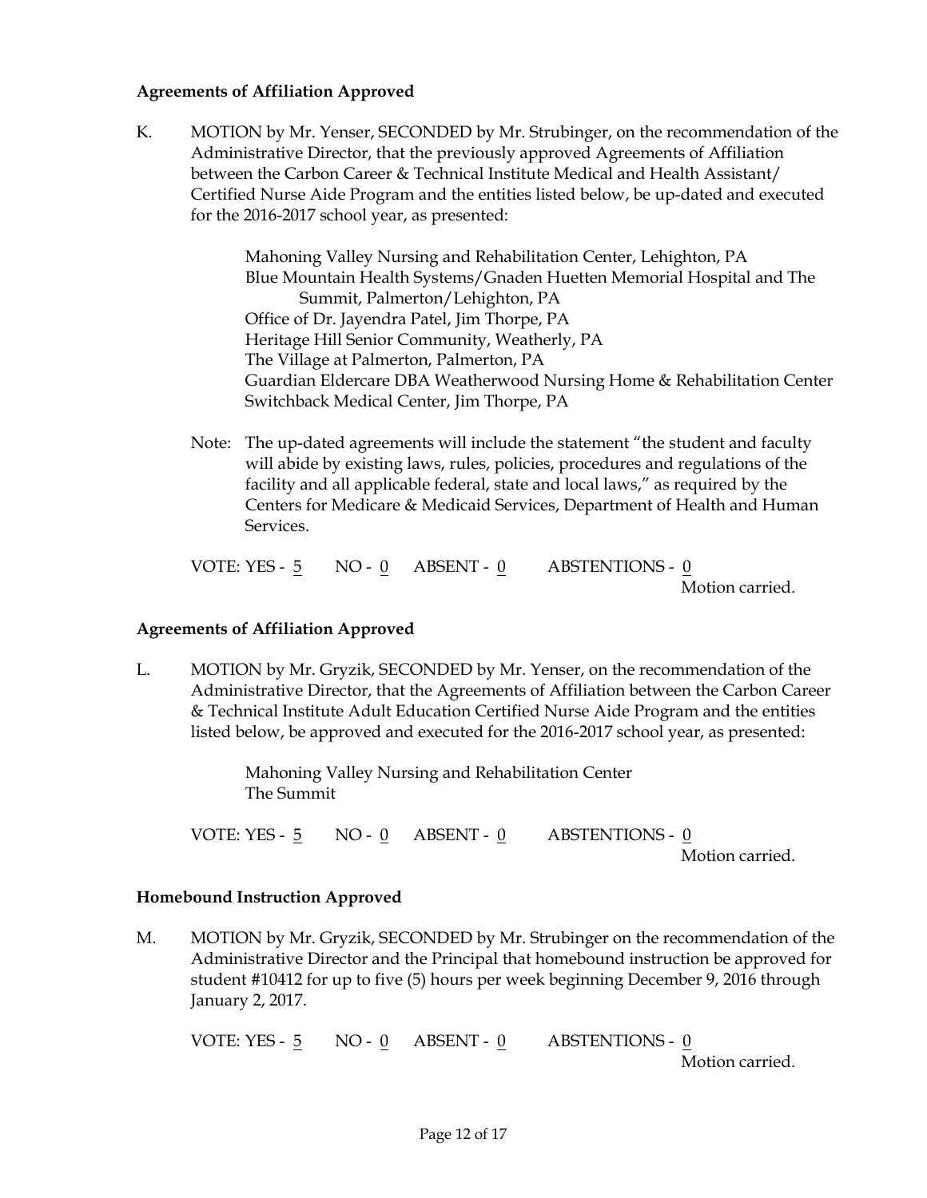**Agreements of Affiliation Approved**

K. MOTION by Mr. Yenser, SECONDED by Mr. Strubinger, on the recommendation of the Administrative Director, that the previously approved Agreements of Affiliation between the Carbon Career & Technical Institute Medical and Health Assistant/ Certified Nurse Aide Program and the entities listed below, be up-dated and executed for the 2016-2017 school year, as presented:

Mahoning Valley Nursing and Rehabilitation Center, Lehighton, PA
Blue Mountain Health Systems/Gnaden Huetten Memorial Hospital and The Summit, Palmerton/Lehighton, PA
Office of Dr. Jayendra Patel, Jim Thorpe, PA
Heritage Hill Senior Community, Weatherly, PA
The Village at Palmerton, Palmerton, PA
Guardian Eldercare DBA Weatherwood Nursing Home & Rehabilitation Center
Switchback Medical Center, Jim Thorpe, PA

Note: The up-dated agreements will include the statement "the student and faculty will abide by existing laws, rules, policies, procedures and regulations of the facility and all applicable federal, state and local laws," as required by the Centers for Medicare & Medicaid Services, Department of Health and Human Services.

VOTE: YES - 5 NO - 0 ABSENT - 0 ABSTENTIONS - 0
Motion carried.

**Agreements of Affiliation Approved**

L. MOTION by Mr. Gryzik, SECONDED by Mr. Yenser, on the recommendation of the Administrative Director, that the Agreements of Affiliation between the Carbon Career & Technical Institute Adult Education Certified Nurse Aide Program and the entities listed below, be approved and executed for the 2016-2017 school year, as presented:

Mahoning Valley Nursing and Rehabilitation Center
The Summit

VOTE: YES - 5 NO - 0 ABSENT - 0 ABSTENTIONS - 0
Motion carried.

**Homebound Instruction Approved**

M. MOTION by Mr. Gryzik, SECONDED by Mr. Strubinger on the recommendation of the Administrative Director and the Principal that homebound instruction be approved for student #10412 for up to five (5) hours per week beginning December 9, 2016 through January 2, 2017.

VOTE: YES - 5 NO - 0 ABSENT - 0 ABSTENTIONS - 0
Motion carried.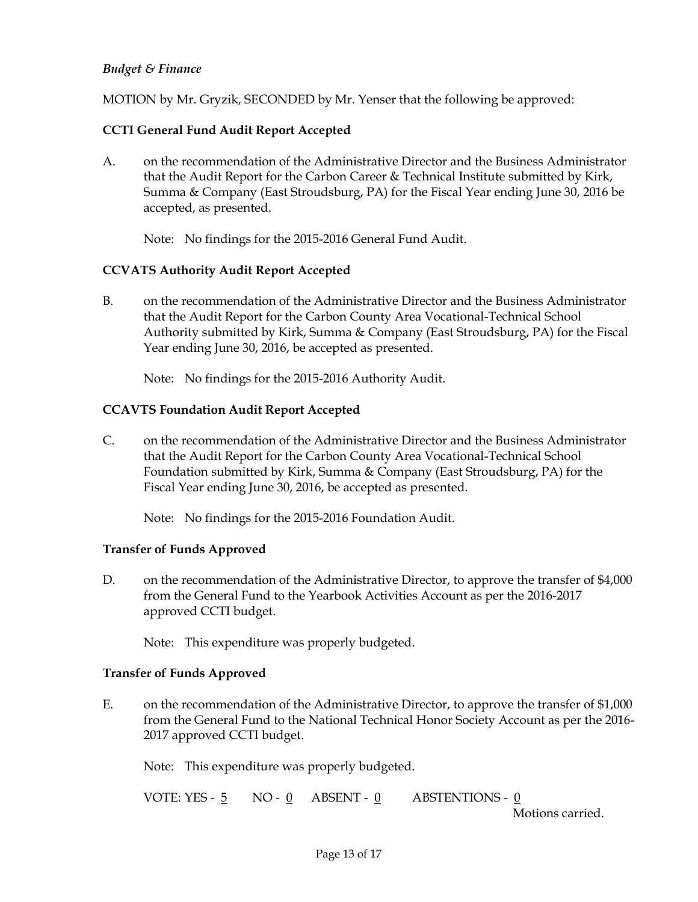*Budget & Finance*

MOTION by Mr. Gryzik, SECONDED by Mr. Yenser that the following be approved:

**CCTI General Fund Audit Report Accepted**

A. on the recommendation of the Administrative Director and the Business Administrator that the Audit Report for the Carbon Career & Technical Institute submitted by Kirk, Summa & Company (East Stroudsburg, PA) for the Fiscal Year ending June 30, 2016 be accepted, as presented.

Note: No findings for the 2015-2016 General Fund Audit.

**CCVATS Authority Audit Report Accepted**

B. on the recommendation of the Administrative Director and the Business Administrator that the Audit Report for the Carbon County Area Vocational-Technical School Authority submitted by Kirk, Summa & Company (East Stroudsburg, PA) for the Fiscal Year ending June 30, 2016, be accepted as presented.

Note: No findings for the 2015-2016 Authority Audit.

**CCAVTS Foundation Audit Report Accepted**

C. on the recommendation of the Administrative Director and the Business Administrator that the Audit Report for the Carbon County Area Vocational-Technical School Foundation submitted by Kirk, Summa & Company (East Stroudsburg, PA) for the Fiscal Year ending June 30, 2016, be accepted as presented.

Note: No findings for the 2015-2016 Foundation Audit.

**Transfer of Funds Approved**

D. on the recommendation of the Administrative Director, to approve the transfer of $4,000 from the General Fund to the Yearbook Activities Account as per the 2016-2017 approved CCTI budget.

Note: This expenditure was properly budgeted.

**Transfer of Funds Approved**

E. on the recommendation of the Administrative Director, to approve the transfer of $1,000 from the General Fund to the National Technical Honor Society Account as per the 2016-2017 approved CCTI budget.

Note: This expenditure was properly budgeted.

VOTE: YES - 5 NO - 0 ABSENT - 0 ABSTENTIONS - 0

Motions carried.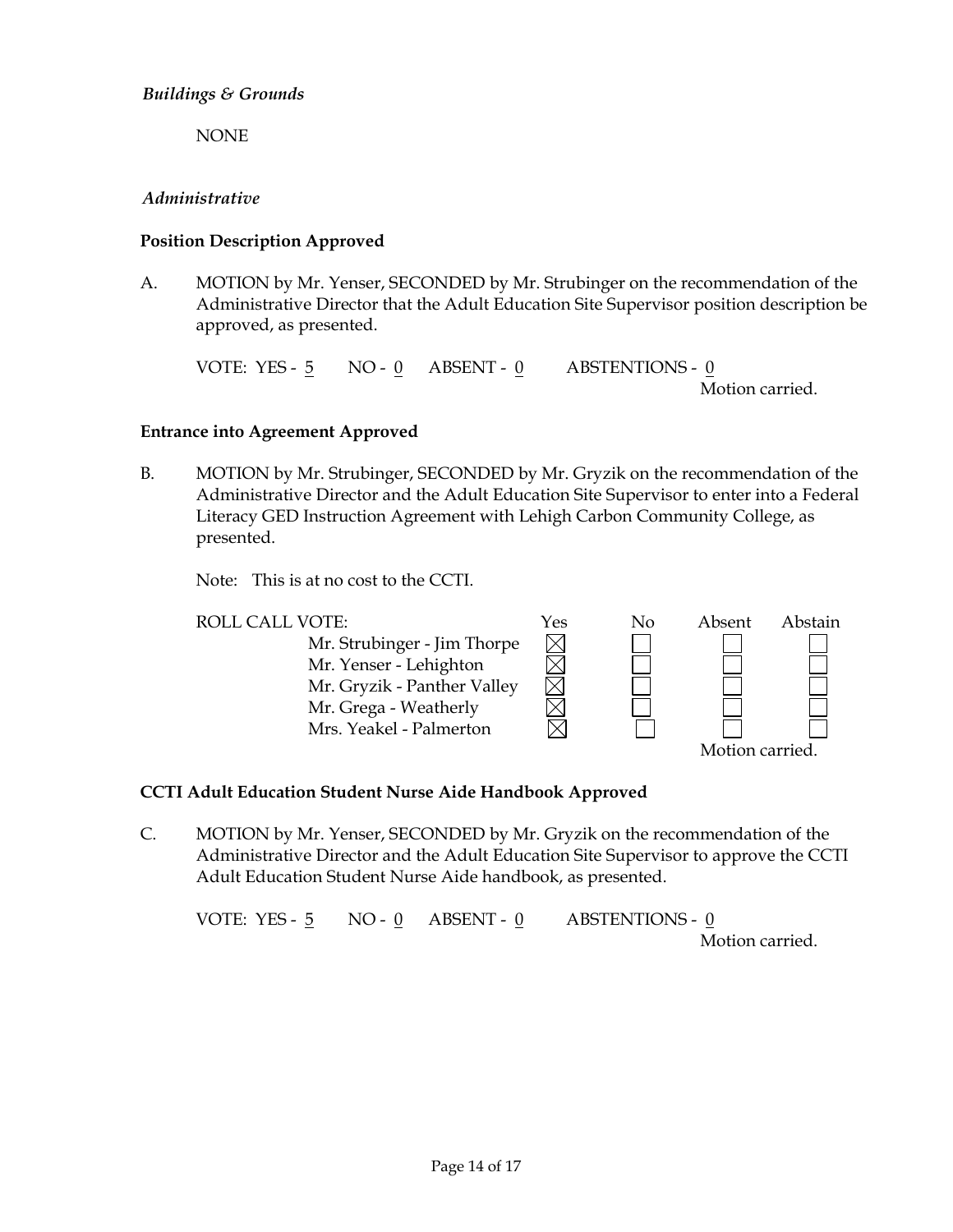*Buildings & Grounds*

NONE

*Administrative*

**Position Description Approved**

A. MOTION by Mr. Yenser, SECONDED by Mr. Strubinger on the recommendation of the Administrative Director that the Adult Education Site Supervisor position description be approved, as presented.

VOTE: YES - 5 NO - 0 ABSENT - 0 ABSTENTIONS - 0

Motion carried.

**Entrance into Agreement Approved**

B. MOTION by Mr. Strubinger, SECONDED by Mr. Gryzik on the recommendation of the Administrative Director and the Adult Education Site Supervisor to enter into a Federal Literacy GED Instruction Agreement with Lehigh Carbon Community College, as presented.

Note: This is at no cost to the CCTI.

| ROLL CALL VOTE: | Yes | No | Absent | Abstain |
|---|---|---|---|---|
| Mr. Strubinger - Jim Thorpe | ☒ | ☐ | ☐ | ☐ |
| Mr. Yenser - Lehighton | ☒ | ☐ | ☐ | ☐ |
| Mr. Gryzik - Panther Valley | ☒ | ☐ | ☐ | ☐ |
| Mr. Grega - Weatherly | ☒ | ☐ | ☐ | ☐ |
| Mrs. Yeakel - Palmerton | ☒ | ☐ | ☐ | ☐ |

Motion carried.

**CCTI Adult Education Student Nurse Aide Handbook Approved**

C. MOTION by Mr. Yenser, SECONDED by Mr. Gryzik on the recommendation of the Administrative Director and the Adult Education Site Supervisor to approve the CCTI Adult Education Student Nurse Aide handbook, as presented.

VOTE: YES - 5 NO - 0 ABSENT - 0 ABSTENTIONS - 0

Motion carried.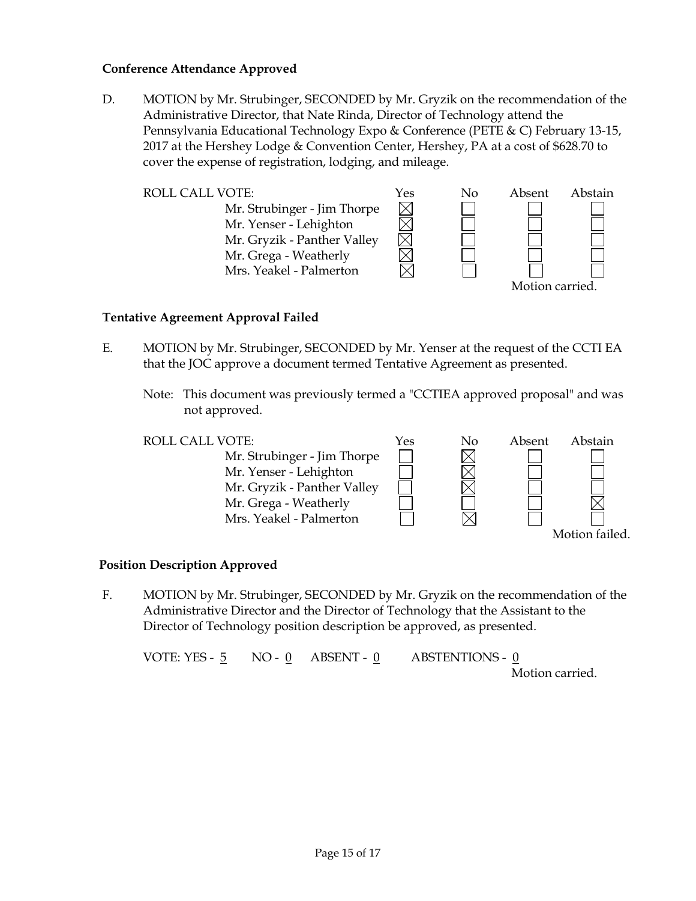**Conference Attendance Approved**

D. MOTION by Mr. Strubinger, SECONDED by Mr. Gryzik on the recommendation of the Administrative Director, that Nate Rinda, Director of Technology attend the Pennsylvania Educational Technology Expo & Conference (PETE & C) February 13-15, 2017 at the Hershey Lodge & Convention Center, Hershey, PA at a cost of $628.70 to cover the expense of registration, lodging, and mileage.

| ROLL CALL VOTE: | Yes | No | Absent | Abstain |
|---|---|---|---|---|
| Mr. Strubinger - Jim Thorpe | ☒ | ☐ | ☐ | ☐ |
| Mr. Yenser - Lehighton | ☒ | ☐ | ☐ | ☐ |
| Mr. Gryzik - Panther Valley | ☒ | ☐ | ☐ | ☐ |
| Mr. Grega - Weatherly | ☒ | ☐ | ☐ | ☐ |
| Mrs. Yeakel - Palmerton | ☒ | ☐ | ☐ | ☐ |

Motion carried.

**Tentative Agreement Approval Failed**

E. MOTION by Mr. Strubinger, SECONDED by Mr. Yenser at the request of the CCTI EA that the JOC approve a document termed Tentative Agreement as presented.

Note: This document was previously termed a "CCTIEA approved proposal" and was not approved.

| ROLL CALL VOTE: | Yes | No | Absent | Abstain |
|---|---|---|---|---|
| Mr. Strubinger - Jim Thorpe | ☐ | ☒ | ☐ | ☐ |
| Mr. Yenser - Lehighton | ☐ | ☒ | ☐ | ☐ |
| Mr. Gryzik - Panther Valley | ☐ | ☒ | ☐ | ☐ |
| Mr. Grega - Weatherly | ☐ | ☐ | ☐ | ☒ |
| Mrs. Yeakel - Palmerton | ☐ | ☒ | ☐ | ☐ |

Motion failed.

**Position Description Approved**

F. MOTION by Mr. Strubinger, SECONDED by Mr. Gryzik on the recommendation of the Administrative Director and the Director of Technology that the Assistant to the Director of Technology position description be approved, as presented.

VOTE: YES - 5 NO - 0 ABSENT - 0 ABSTENTIONS - 0

Motion carried.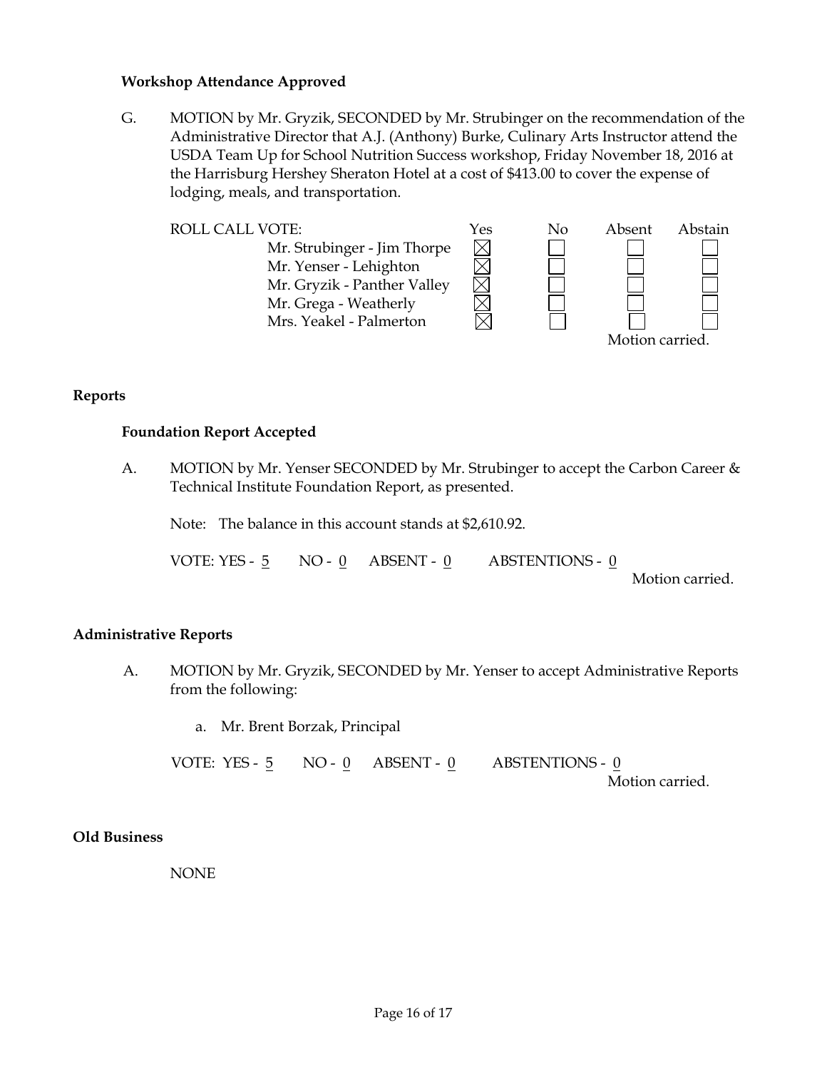### Workshop Attendance Approved

G. MOTION by Mr. Gryzik, SECONDED by Mr. Strubinger on the recommendation of the Administrative Director that A.J. (Anthony) Burke, Culinary Arts Instructor attend the USDA Team Up for School Nutrition Success workshop, Friday November 18, 2016 at the Harrisburg Hershey Sheraton Hotel at a cost of $413.00 to cover the expense of lodging, meals, and transportation.

| ROLL CALL VOTE: | Yes | No | Absent | Abstain |
|---|---|---|---|---|
| Mr. Strubinger - Jim Thorpe | ☒ | ☐ | ☐ | ☐ |
| Mr. Yenser - Lehighton | ☒ | ☐ | ☐ | ☐ |
| Mr. Gryzik - Panther Valley | ☒ | ☐ | ☐ | ☐ |
| Mr. Grega - Weatherly | ☒ | ☐ | ☐ | ☐ |
| Mrs. Yeakel - Palmerton | ☒ | ☐ | ☐ | ☐ |

Motion carried.

## Reports

### Foundation Report Accepted

A. MOTION by Mr. Yenser SECONDED by Mr. Strubinger to accept the Carbon Career & Technical Institute Foundation Report, as presented.

Note: The balance in this account stands at $2,610.92.

VOTE: YES - 5 NO - 0 ABSENT - 0 ABSTENTIONS - 0

Motion carried.

## Administrative Reports

A. MOTION by Mr. Gryzik, SECONDED by Mr. Yenser to accept Administrative Reports from the following:

a. Mr. Brent Borzak, Principal

VOTE: YES - 5 NO - 0 ABSENT - 0 ABSTENTIONS - 0

Motion carried.

## Old Business

NONE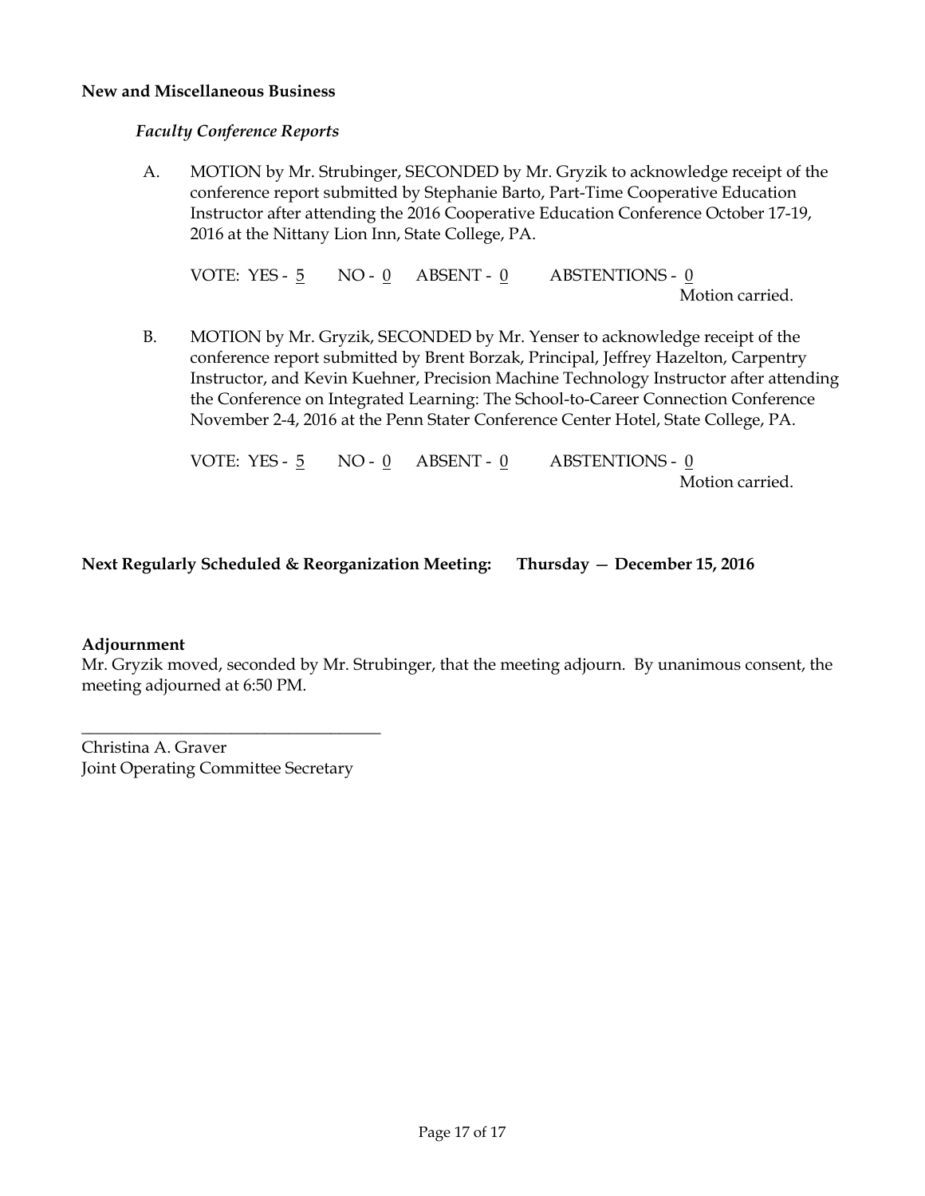**New and Miscellaneous Business**

*Faculty Conference Reports*

A. MOTION by Mr. Strubinger, SECONDED by Mr. Gryzik to acknowledge receipt of the conference report submitted by Stephanie Barto, Part-Time Cooperative Education Instructor after attending the 2016 Cooperative Education Conference October 17-19, 2016 at the Nittany Lion Inn, State College, PA.

VOTE: YES - 5 NO - 0 ABSENT - 0 ABSTENTIONS - 0

Motion carried.

B. MOTION by Mr. Gryzik, SECONDED by Mr. Yenser to acknowledge receipt of the conference report submitted by Brent Borzak, Principal, Jeffrey Hazelton, Carpentry Instructor, and Kevin Kuehner, Precision Machine Technology Instructor after attending the Conference on Integrated Learning: The School-to-Career Connection Conference November 2-4, 2016 at the Penn Stater Conference Center Hotel, State College, PA.

VOTE: YES - 5 NO - 0 ABSENT - 0 ABSTENTIONS - 0

Motion carried.

**Next Regularly Scheduled & Reorganization Meeting: Thursday — December 15, 2016**

**Adjournment**

Mr. Gryzik moved, seconded by Mr. Strubinger, that the meeting adjourn. By unanimous consent, the meeting adjourned at 6:50 PM.

\_\_\_\_\_\_\_\_\_\_\_\_\_\_\_\_\_\_\_\_\_\_\_\_\_\_\_\_\_\_\_\_\_\_\_\_

Christina A. Graver
Joint Operating Committee Secretary